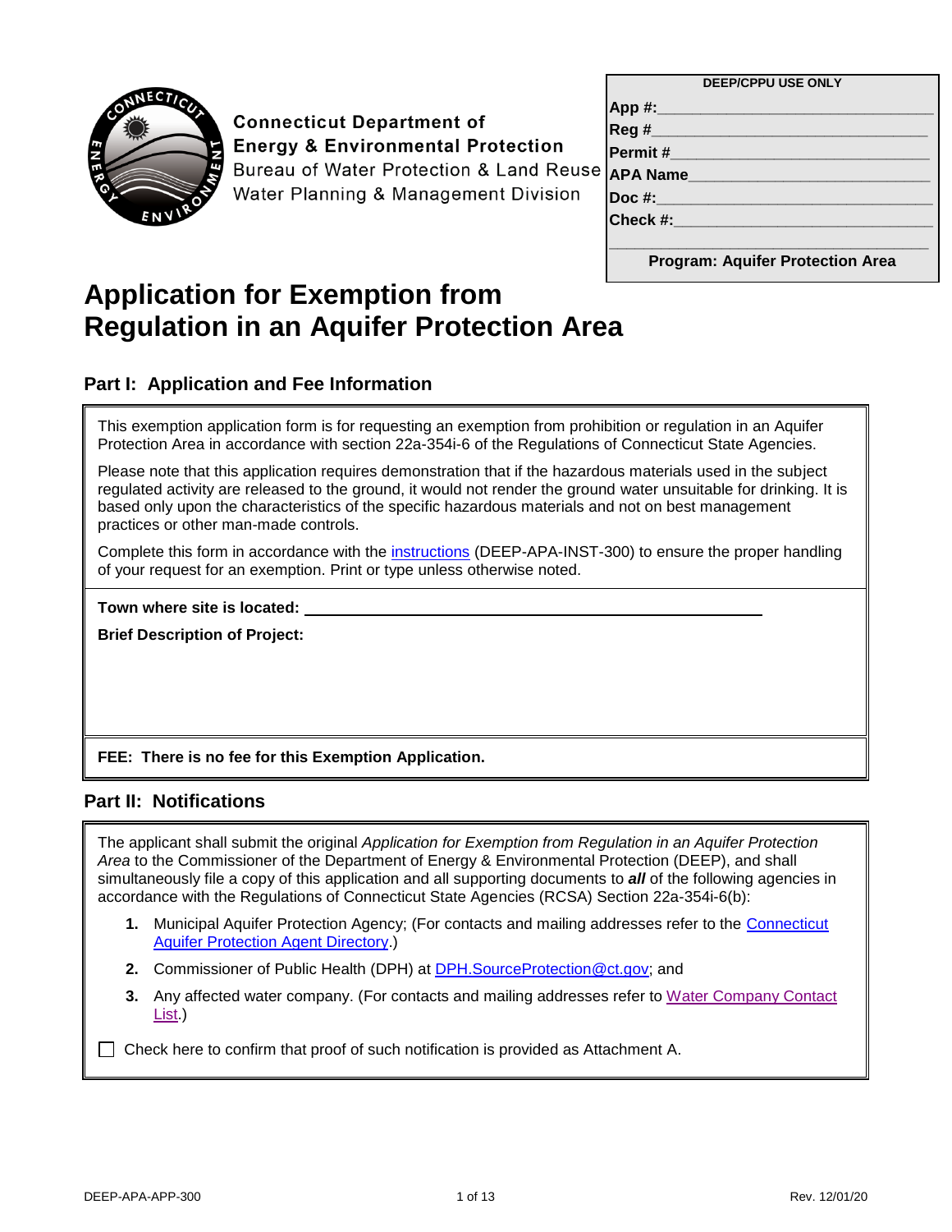Connecticut Department of
Energy & Environmental Protection
Bureau of Water Protection & Land Reuse
Water Planning & Management Division

| DEEP/CPPU USE ONLY |
|---|
| App #: |
| Reg # |
| Permit # |
| APA Name |
| Doc #: |
| Check #: |
| |
| Program: Aquifer Protection Area |

# Application for Exemption from Regulation in an Aquifer Protection Area

## Part I: Application and Fee Information

This exemption application form is for requesting an exemption from prohibition or regulation in an Aquifer Protection Area in accordance with section 22a-354i-6 of the Regulations of Connecticut State Agencies.

Please note that this application requires demonstration that if the hazardous materials used in the subject regulated activity are released to the ground, it would not render the ground water unsuitable for drinking. It is based only upon the characteristics of the specific hazardous materials and not on best management practices or other man-made controls.

Complete this form in accordance with the instructions (DEEP-APA-INST-300) to ensure the proper handling of your request for an exemption. Print or type unless otherwise noted.

**Town where site is located:** ______________________________

**Brief Description of Project:**

**FEE: There is no fee for this Exemption Application.**

## Part II: Notifications

The applicant shall submit the original *Application for Exemption from Regulation in an Aquifer Protection Area* to the Commissioner of the Department of Energy & Environmental Protection (DEEP), and shall simultaneously file a copy of this application and all supporting documents to ***all*** of the following agencies in accordance with the Regulations of Connecticut State Agencies (RCSA) Section 22a-354i-6(b):

1. Municipal Aquifer Protection Agency; (For contacts and mailing addresses refer to the Connecticut Aquifer Protection Agent Directory.)
2. Commissioner of Public Health (DPH) at DPH.SourceProtection@ct.gov; and
3. Any affected water company. (For contacts and mailing addresses refer to Water Company Contact List.)

☐ Check here to confirm that proof of such notification is provided as Attachment A.

DEEP-APA-APP-300 Rev. 12/01/20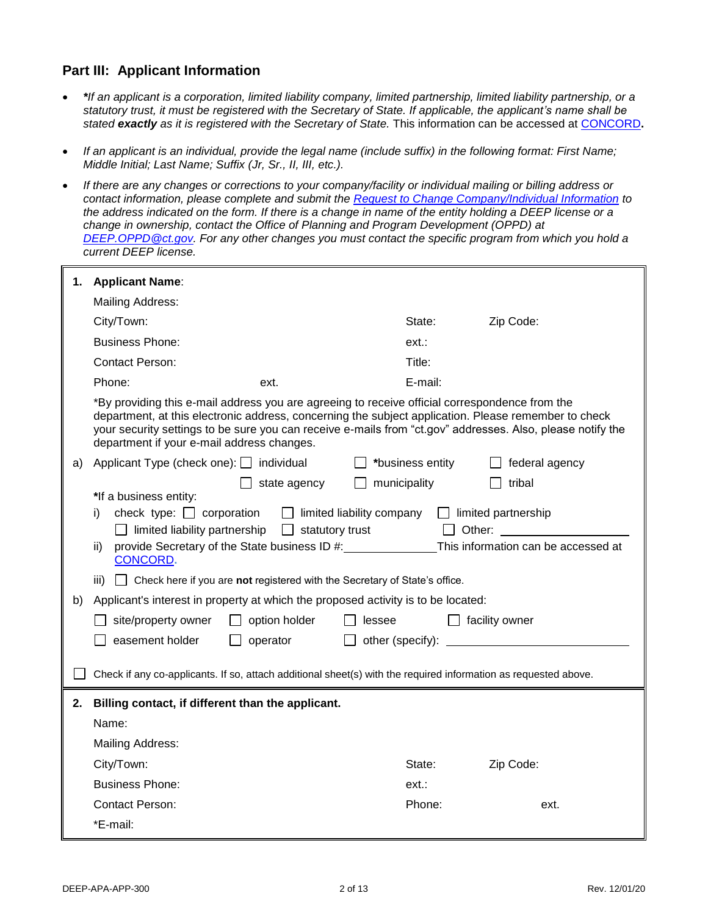## Part III: Applicant Information

- ***If an applicant is a corporation, limited liability company, limited partnership, limited liability partnership, or a statutory trust, it must be registered with the Secretary of State. If applicable, the applicant's name shall be stated **exactly** as it is registered with the Secretary of State.* This information can be accessed at CONCORD**.**
- *If an applicant is an individual, provide the legal name (include suffix) in the following format: First Name; Middle Initial; Last Name; Suffix (Jr, Sr., II, III, etc.).*
- *If there are any changes or corrections to your company/facility or individual mailing or billing address or contact information, please complete and submit the Request to Change Company/Individual Information to the address indicated on the form. If there is a change in name of the entity holding a DEEP license or a change in ownership, contact the Office of Planning and Program Development (OPPD) at DEEP.OPPD@ct.gov. For any other changes you must contact the specific program from which you hold a current DEEP license.*

**1. Applicant Name**:

Mailing Address:

City/Town: State: Zip Code:

Business Phone: ext.:

Contact Person: Title:

Phone: ext. E-mail:

*By providing this e-mail address you are agreeing to receive official correspondence from the department, at this electronic address, concerning the subject application. Please remember to check your security settings to be sure you can receive e-mails from "ct.gov" addresses. Also, please notify the department if your e-mail address changes.

a) Applicant Type (check one): ☐ individual ☐ *business entity ☐ federal agency ☐ state agency ☐ municipality ☐ tribal

**\*If a business entity:**

i) check type: ☐ corporation ☐ limited liability company ☐ limited partnership ☐ limited liability partnership ☐ statutory trust ☐ Other: ____________

ii) provide Secretary of the State business ID #:____________ This information can be accessed at CONCORD.

iii) ☐ Check here if you are **not** registered with the Secretary of State's office.

b) Applicant's interest in property at which the proposed activity is to be located:

☐ site/property owner ☐ option holder ☐ lessee ☐ facility owner

☐ easement holder ☐ operator ☐ other (specify): ____________

☐ Check if any co-applicants. If so, attach additional sheet(s) with the required information as requested above.

**2. Billing contact, if different than the applicant.**

Name:

Mailing Address:

City/Town: State: Zip Code:

Business Phone: ext.:

Contact Person: Phone: ext.

*E-mail: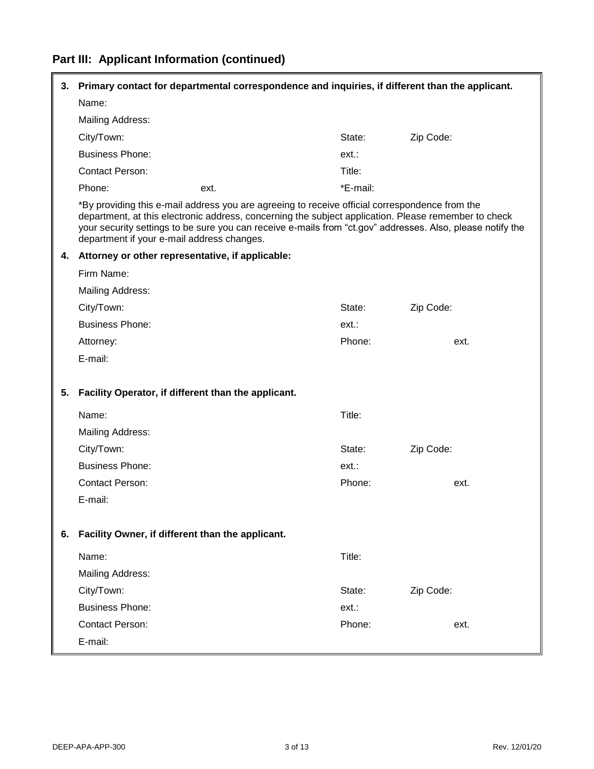## Part III: Applicant Information (continued)

**3. Primary contact for departmental correspondence and inquiries, if different than the applicant.**

Name:

Mailing Address:

City/Town: State: Zip Code:

Business Phone: ext.:

Contact Person: Title:

Phone: ext. *E-mail:

*By providing this e-mail address you are agreeing to receive official correspondence from the department, at this electronic address, concerning the subject application. Please remember to check your security settings to be sure you can receive e-mails from "ct.gov" addresses. Also, please notify the department if your e-mail address changes.

**4. Attorney or other representative, if applicable:**

Firm Name:

Mailing Address:

City/Town: State: Zip Code:

Business Phone: ext.:

Attorney: Phone: ext.

E-mail:

**5. Facility Operator, if different than the applicant.**

Name: Title:

Mailing Address:

City/Town: State: Zip Code:

Business Phone: ext.:

Contact Person: Phone: ext.

E-mail:

**6. Facility Owner, if different than the applicant.**

Name: Title:

Mailing Address:

City/Town: State: Zip Code:

Business Phone: ext.:

Contact Person: Phone: ext.

E-mail: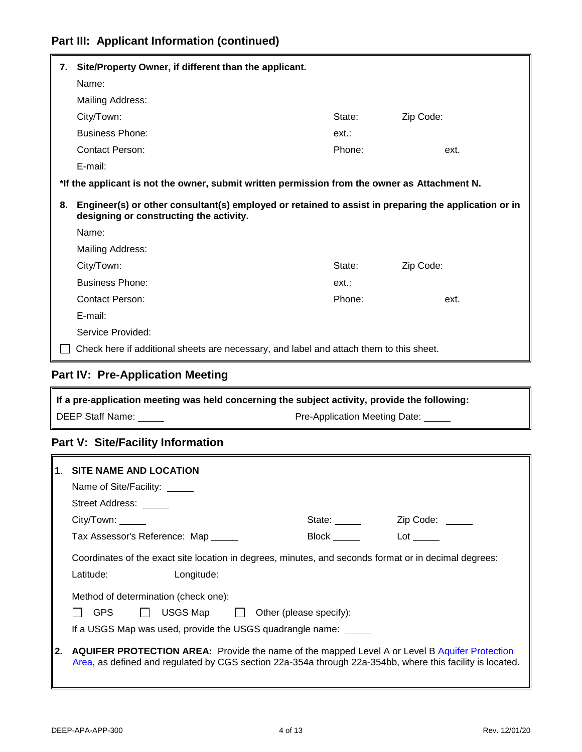## Part III: Applicant Information (continued)

**7. Site/Property Owner, if different than the applicant.**

Name:

Mailing Address:

City/Town: State: Zip Code:

Business Phone: ext.:

Contact Person: Phone: ext.

E-mail:

***If the applicant is not the owner, submit written permission from the owner as Attachment N.**

**8. Engineer(s) or other consultant(s) employed or retained to assist in preparing the application or in designing or constructing the activity.**

Name:

Mailing Address:

City/Town: State: Zip Code:

Business Phone: ext.:

Contact Person: Phone: ext.

E-mail:

Service Provided:

☐ Check here if additional sheets are necessary, and label and attach them to this sheet.

## Part IV: Pre-Application Meeting

**If a pre-application meeting was held concerning the subject activity, provide the following:**

DEEP Staff Name: _____ Pre-Application Meeting Date: _____

## Part V: Site/Facility Information

**1. SITE NAME AND LOCATION**

Name of Site/Facility: _____

Street Address: _____

City/Town: _____ State: _____ Zip Code: _____

Tax Assessor's Reference: Map _____ Block _____ Lot _____

Coordinates of the exact site location in degrees, minutes, and seconds format or in decimal degrees:

Latitude: Longitude:

Method of determination (check one):

☐ GPS ☐ USGS Map ☐ Other (please specify):

If a USGS Map was used, provide the USGS quadrangle name: _____

**2. AQUIFER PROTECTION AREA:** Provide the name of the mapped Level A or Level B Aquifer Protection Area, as defined and regulated by CGS section 22a-354a through 22a-354bb, where this facility is located.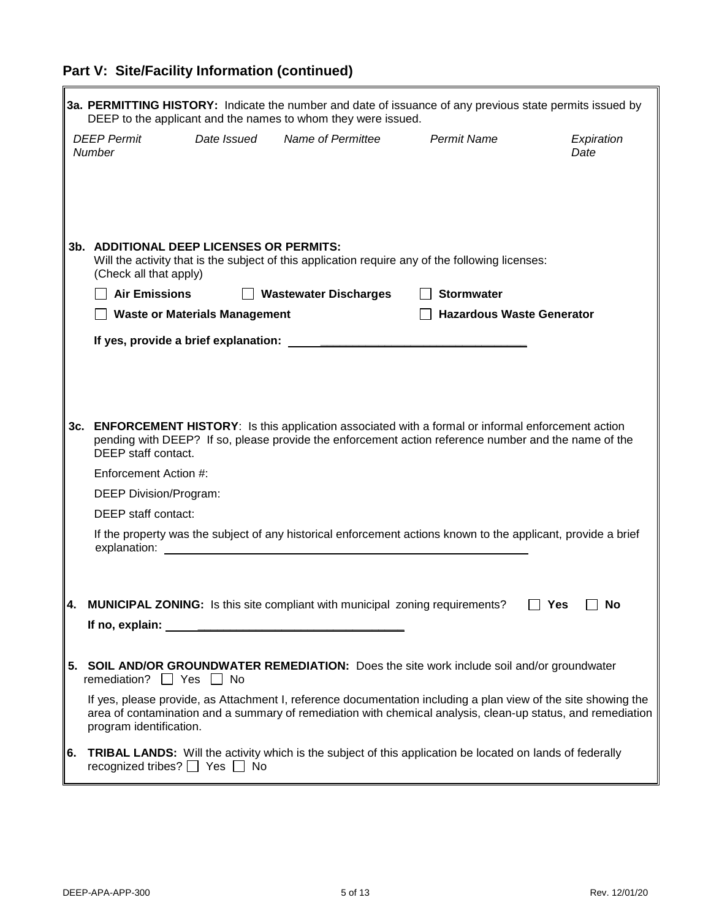## Part V: Site/Facility Information (continued)

**3a. PERMITTING HISTORY:** Indicate the number and date of issuance of any previous state permits issued by DEEP to the applicant and the names to whom they were issued.

| *DEEP Permit Number* | *Date Issued* | *Name of Permittee* | *Permit Name* | *Expiration Date* |
|---|---|---|---|---|
| | | | | |

**3b. ADDITIONAL DEEP LICENSES OR PERMITS:**
Will the activity that is the subject of this application require any of the following licenses: (Check all that apply)

☐ **Air Emissions** ☐ **Wastewater Discharges** ☐ **Stormwater**

☐ **Waste or Materials Management** ☐ **Hazardous Waste Generator**

**If yes, provide a brief explanation:** ______________________________

**3c. ENFORCEMENT HISTORY**: Is this application associated with a formal or informal enforcement action pending with DEEP? If so, please provide the enforcement action reference number and the name of the DEEP staff contact.

Enforcement Action #:

DEEP Division/Program:

DEEP staff contact:

If the property was the subject of any historical enforcement actions known to the applicant, provide a brief explanation: ______________________________

**4. MUNICIPAL ZONING:** Is this site compliant with municipal zoning requirements? ☐ **Yes** ☐ **No**

**If no, explain:** ______________________________

**5. SOIL AND/OR GROUNDWATER REMEDIATION:** Does the site work include soil and/or groundwater remediation? ☐ Yes ☐ No

If yes, please provide, as Attachment I, reference documentation including a plan view of the site showing the area of contamination and a summary of remediation with chemical analysis, clean-up status, and remediation program identification.

**6. TRIBAL LANDS:** Will the activity which is the subject of this application be located on lands of federally recognized tribes? ☐ Yes ☐ No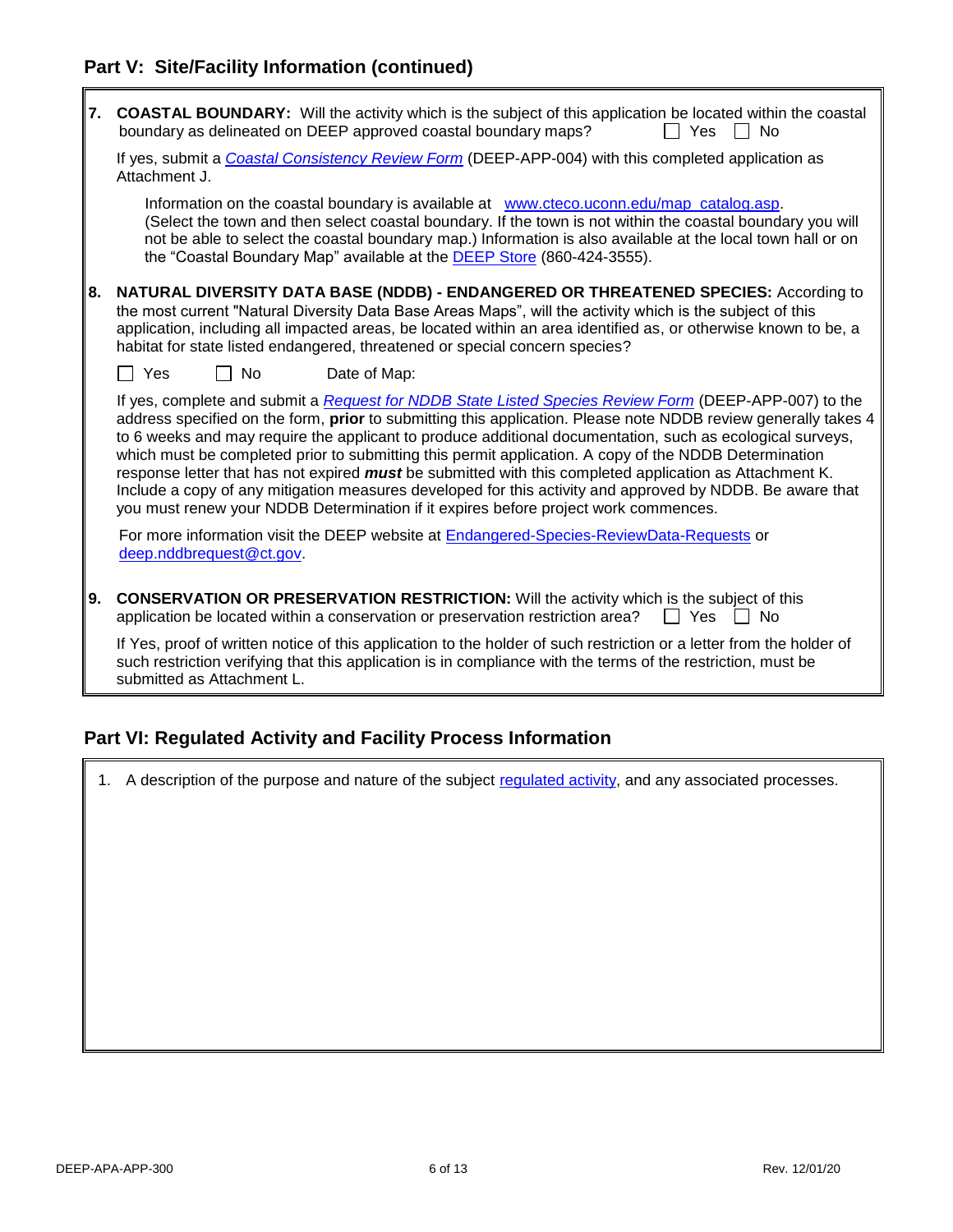## Part V: Site/Facility Information (continued)

**7. COASTAL BOUNDARY:** Will the activity which is the subject of this application be located within the coastal boundary as delineated on DEEP approved coastal boundary maps? ☐ Yes ☐ No

If yes, submit a *[Coastal Consistency Review Form](#)* (DEEP-APP-004) with this completed application as Attachment J.

Information on the coastal boundary is available at [www.cteco.uconn.edu/map_catalog.asp](www.cteco.uconn.edu/map_catalog.asp). (Select the town and then select coastal boundary. If the town is not within the coastal boundary you will not be able to select the coastal boundary map.) Information is also available at the local town hall or on the "Coastal Boundary Map" available at the [DEEP Store](#) (860-424-3555).

**8. NATURAL DIVERSITY DATA BASE (NDDB) - ENDANGERED OR THREATENED SPECIES:** According to the most current "Natural Diversity Data Base Areas Maps", will the activity which is the subject of this application, including all impacted areas, be located within an area identified as, or otherwise known to be, a habitat for state listed endangered, threatened or special concern species?

☐ Yes ☐ No Date of Map:

If yes, complete and submit a *[Request for NDDB State Listed Species Review Form](#)* (DEEP-APP-007) to the address specified on the form, **prior** to submitting this application. Please note NDDB review generally takes 4 to 6 weeks and may require the applicant to produce additional documentation, such as ecological surveys, which must be completed prior to submitting this permit application. A copy of the NDDB Determination response letter that has not expired ***must*** be submitted with this completed application as Attachment K. Include a copy of any mitigation measures developed for this activity and approved by NDDB. Be aware that you must renew your NDDB Determination if it expires before project work commences.

For more information visit the DEEP website at [Endangered-Species-ReviewData-Requests](#) or [deep.nddbrequest@ct.gov](mailto:deep.nddbrequest@ct.gov).

**9. CONSERVATION OR PRESERVATION RESTRICTION:** Will the activity which is the subject of this application be located within a conservation or preservation restriction area? ☐ Yes ☐ No

If Yes, proof of written notice of this application to the holder of such restriction or a letter from the holder of such restriction verifying that this application is in compliance with the terms of the restriction, must be submitted as Attachment L.

## Part VI: Regulated Activity and Facility Process Information

1. A description of the purpose and nature of the subject [regulated activity](#), and any associated processes.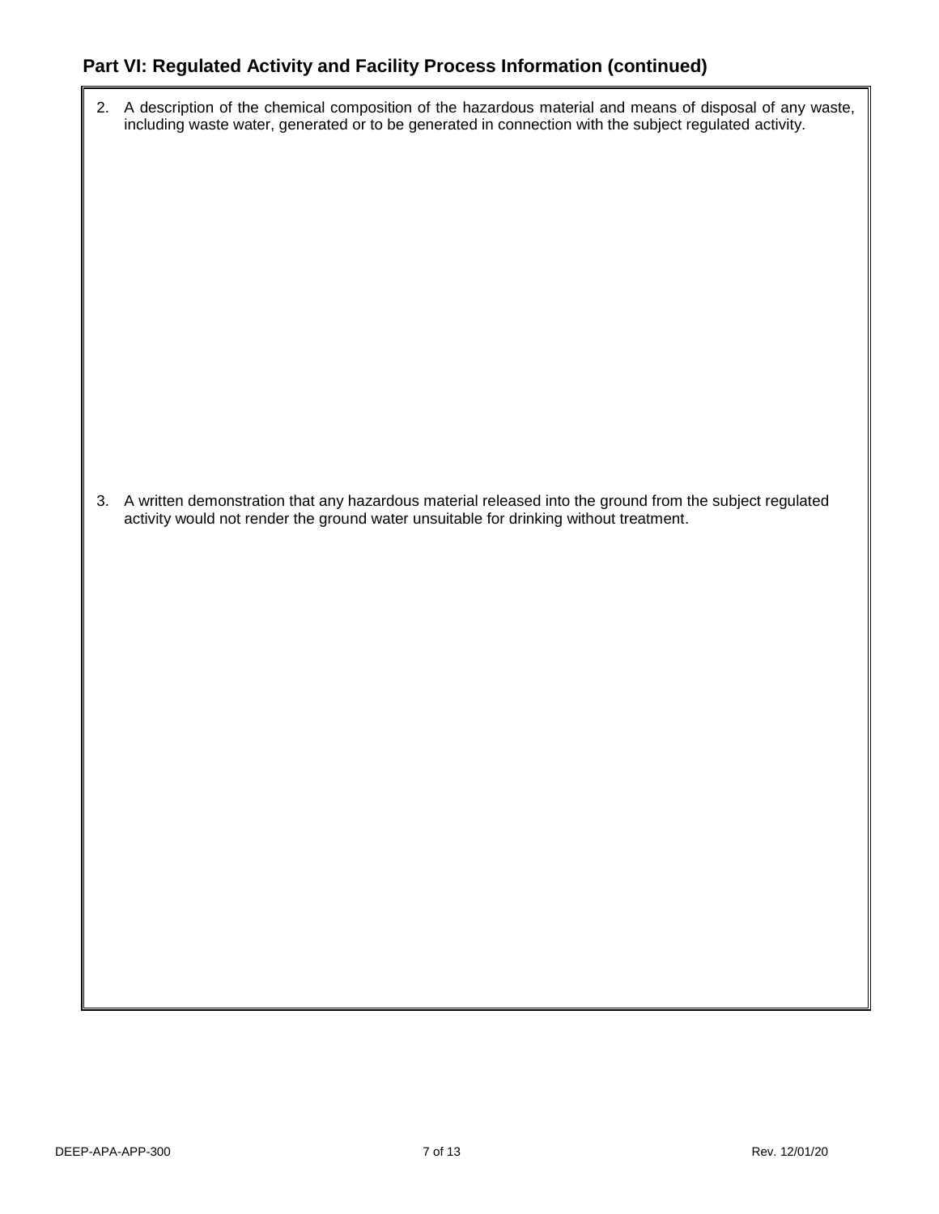## Part VI: Regulated Activity and Facility Process Information (continued)

2. A description of the chemical composition of the hazardous material and means of disposal of any waste, including waste water, generated or to be generated in connection with the subject regulated activity.

3. A written demonstration that any hazardous material released into the ground from the subject regulated activity would not render the ground water unsuitable for drinking without treatment.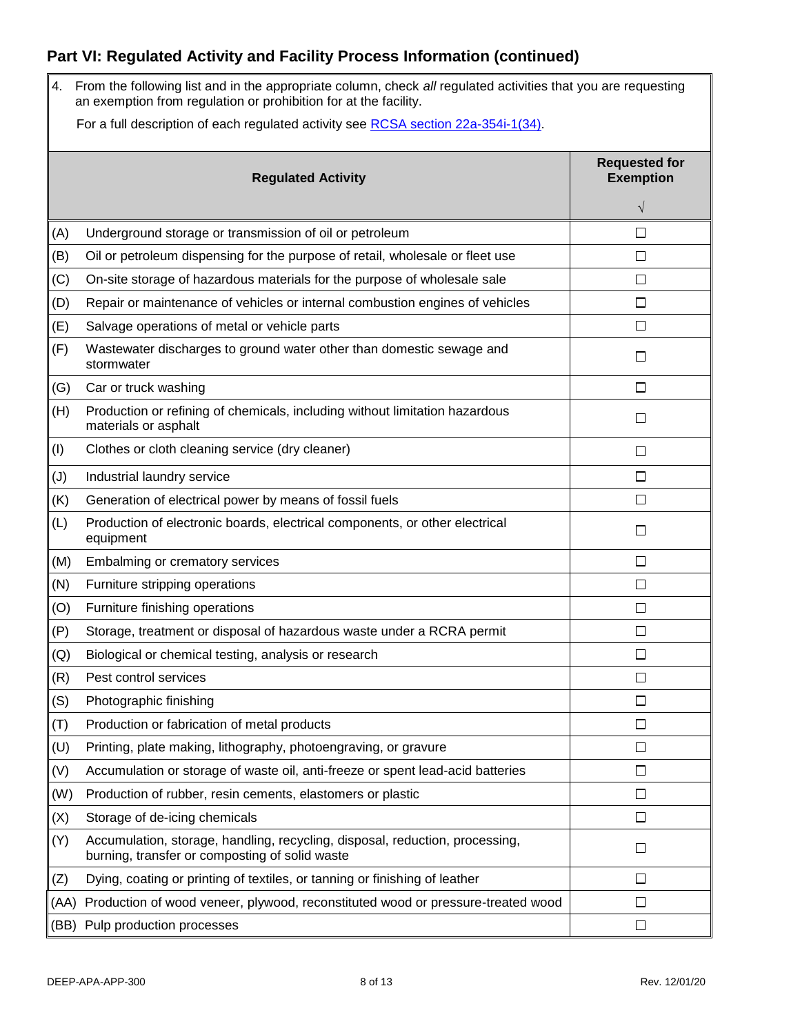## Part VI: Regulated Activity and Facility Process Information (continued)

4. From the following list and in the appropriate column, check *all* regulated activities that you are requesting an exemption from regulation or prohibition for at the facility.

   For a full description of each regulated activity see [RCSA section 22a-354i-1(34)].

| | Regulated Activity | Requested for Exemption √ |
|---|---|---|
| (A) | Underground storage or transmission of oil or petroleum | ☐ |
| (B) | Oil or petroleum dispensing for the purpose of retail, wholesale or fleet use | ☐ |
| (C) | On-site storage of hazardous materials for the purpose of wholesale sale | ☐ |
| (D) | Repair or maintenance of vehicles or internal combustion engines of vehicles | ☐ |
| (E) | Salvage operations of metal or vehicle parts | ☐ |
| (F) | Wastewater discharges to ground water other than domestic sewage and stormwater | ☐ |
| (G) | Car or truck washing | ☐ |
| (H) | Production or refining of chemicals, including without limitation hazardous materials or asphalt | ☐ |
| (I) | Clothes or cloth cleaning service (dry cleaner) | ☐ |
| (J) | Industrial laundry service | ☐ |
| (K) | Generation of electrical power by means of fossil fuels | ☐ |
| (L) | Production of electronic boards, electrical components, or other electrical equipment | ☐ |
| (M) | Embalming or crematory services | ☐ |
| (N) | Furniture stripping operations | ☐ |
| (O) | Furniture finishing operations | ☐ |
| (P) | Storage, treatment or disposal of hazardous waste under a RCRA permit | ☐ |
| (Q) | Biological or chemical testing, analysis or research | ☐ |
| (R) | Pest control services | ☐ |
| (S) | Photographic finishing | ☐ |
| (T) | Production or fabrication of metal products | ☐ |
| (U) | Printing, plate making, lithography, photoengraving, or gravure | ☐ |
| (V) | Accumulation or storage of waste oil, anti-freeze or spent lead-acid batteries | ☐ |
| (W) | Production of rubber, resin cements, elastomers or plastic | ☐ |
| (X) | Storage of de-icing chemicals | ☐ |
| (Y) | Accumulation, storage, handling, recycling, disposal, reduction, processing, burning, transfer or composting of solid waste | ☐ |
| (Z) | Dying, coating or printing of textiles, or tanning or finishing of leather | ☐ |
| (AA) | Production of wood veneer, plywood, reconstituted wood or pressure-treated wood | ☐ |
| (BB) | Pulp production processes | ☐ |

DEEP-APA-APP-300 Rev. 12/01/20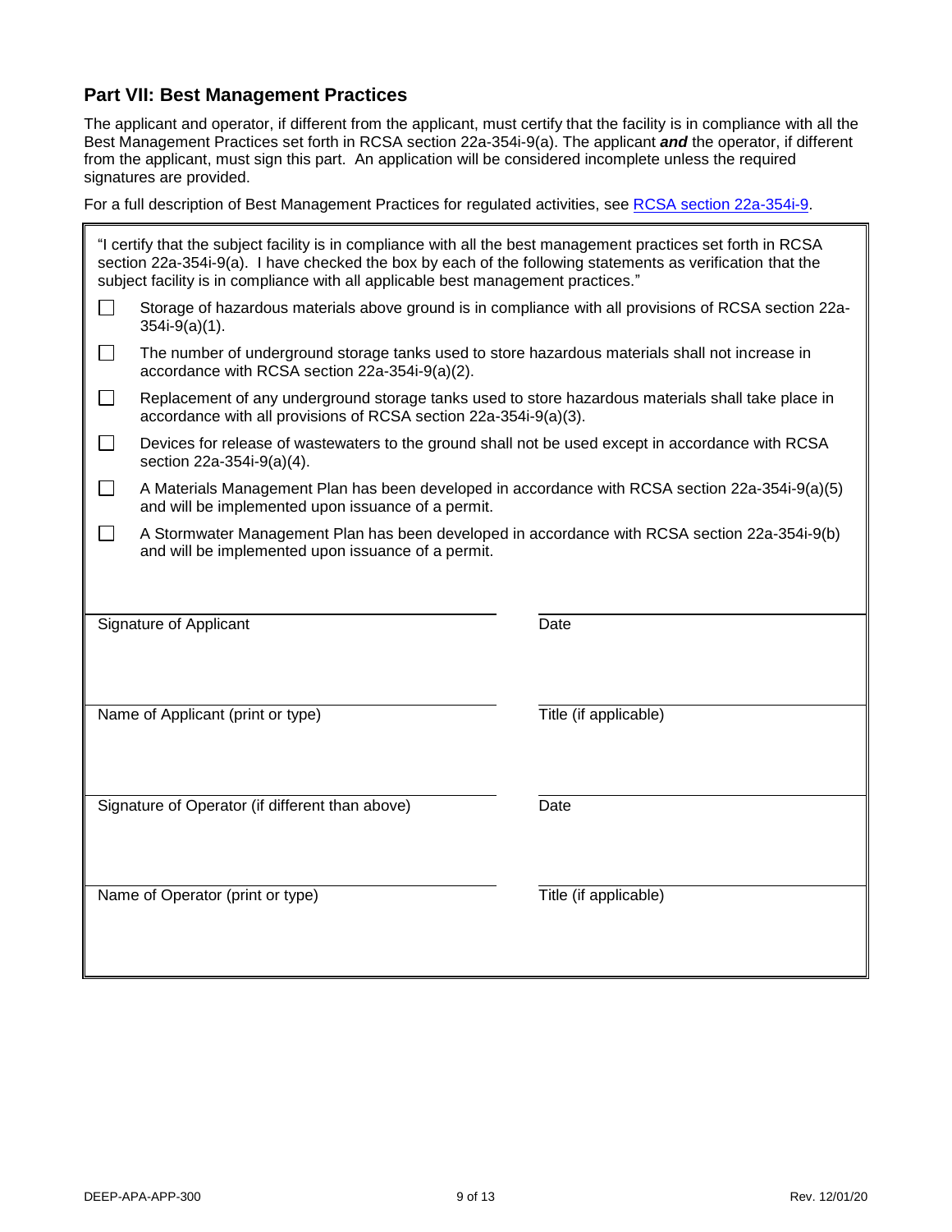## Part VII: Best Management Practices

The applicant and operator, if different from the applicant, must certify that the facility is in compliance with all the Best Management Practices set forth in RCSA section 22a-354i-9(a). The applicant ***and*** the operator, if different from the applicant, must sign this part. An application will be considered incomplete unless the required signatures are provided.

For a full description of Best Management Practices for regulated activities, see [RCSA section 22a-354i-9](RCSA section 22a-354i-9).

"I certify that the subject facility is in compliance with all the best management practices set forth in RCSA section 22a-354i-9(a). I have checked the box by each of the following statements as verification that the subject facility is in compliance with all applicable best management practices."

- ☐ Storage of hazardous materials above ground is in compliance with all provisions of RCSA section 22a-354i-9(a)(1).
- ☐ The number of underground storage tanks used to store hazardous materials shall not increase in accordance with RCSA section 22a-354i-9(a)(2).
- ☐ Replacement of any underground storage tanks used to store hazardous materials shall take place in accordance with all provisions of RCSA section 22a-354i-9(a)(3).
- ☐ Devices for release of wastewaters to the ground shall not be used except in accordance with RCSA section 22a-354i-9(a)(4).
- ☐ A Materials Management Plan has been developed in accordance with RCSA section 22a-354i-9(a)(5) and will be implemented upon issuance of a permit.
- ☐ A Stormwater Management Plan has been developed in accordance with RCSA section 22a-354i-9(b) and will be implemented upon issuance of a permit.

| | |
|---|---|
| Signature of Applicant | Date |
| Name of Applicant (print or type) | Title (if applicable) |
| Signature of Operator (if different than above) | Date |
| Name of Operator (print or type) | Title (if applicable) |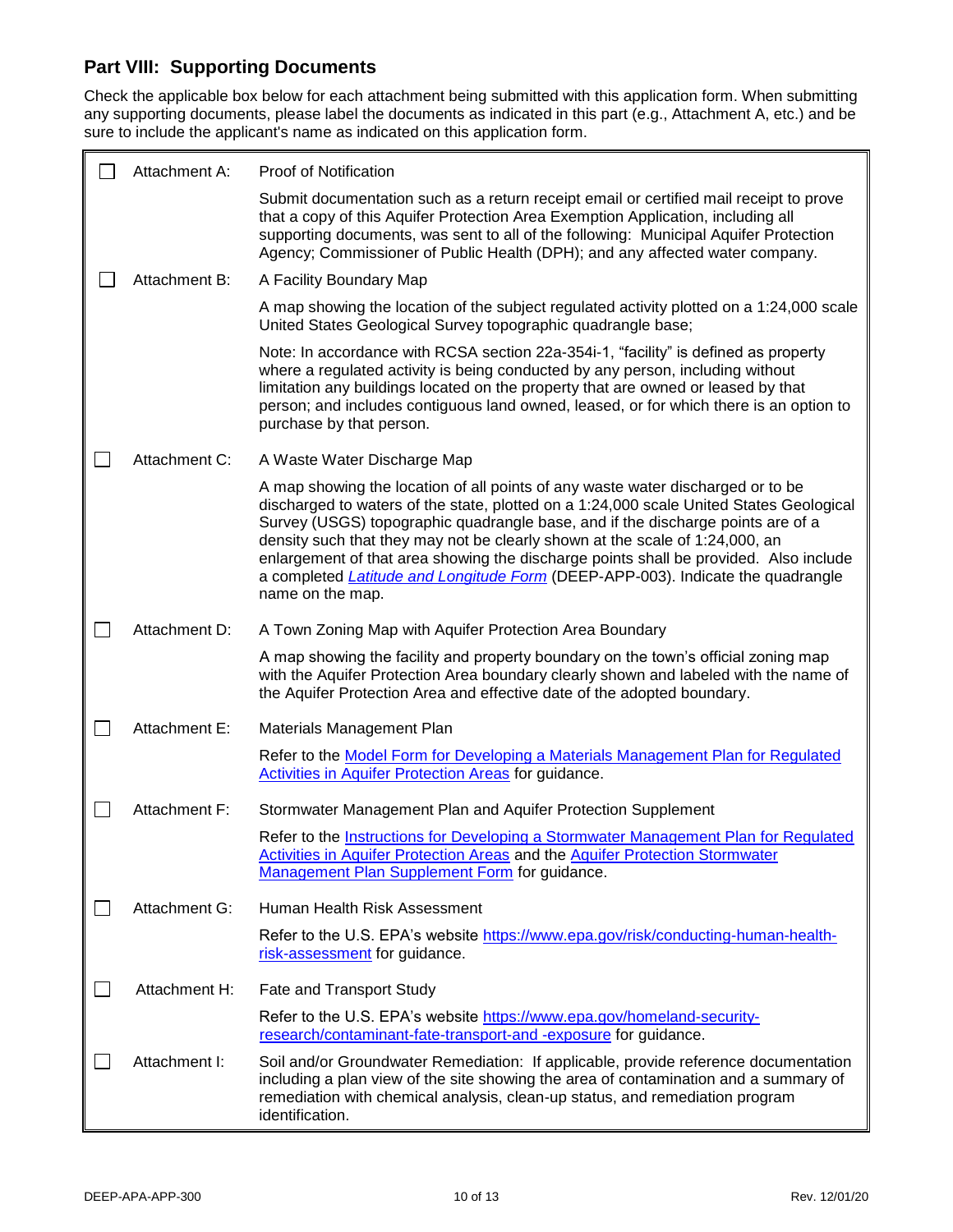## Part VIII: Supporting Documents

Check the applicable box below for each attachment being submitted with this application form. When submitting any supporting documents, please label the documents as indicated in this part (e.g., Attachment A, etc.) and be sure to include the applicant's name as indicated on this application form.

| | | |
|---|---|---|
| ☐ | Attachment A: | Proof of Notification<br><br>Submit documentation such as a return receipt email or certified mail receipt to prove that a copy of this Aquifer Protection Area Exemption Application, including all supporting documents, was sent to all of the following: Municipal Aquifer Protection Agency; Commissioner of Public Health (DPH); and any affected water company. |
| ☐ | Attachment B: | A Facility Boundary Map<br><br>A map showing the location of the subject regulated activity plotted on a 1:24,000 scale United States Geological Survey topographic quadrangle base;<br><br>Note: In accordance with RCSA section 22a-354i-1, "facility" is defined as property where a regulated activity is being conducted by any person, including without limitation any buildings located on the property that are owned or leased by that person; and includes contiguous land owned, leased, or for which there is an option to purchase by that person. |
| ☐ | Attachment C: | A Waste Water Discharge Map<br><br>A map showing the location of all points of any waste water discharged or to be discharged to waters of the state, plotted on a 1:24,000 scale United States Geological Survey (USGS) topographic quadrangle base, and if the discharge points are of a density such that they may not be clearly shown at the scale of 1:24,000, an enlargement of that area showing the discharge points shall be provided. Also include a completed *Latitude and Longitude Form* (DEEP-APP-003). Indicate the quadrangle name on the map. |
| ☐ | Attachment D: | A Town Zoning Map with Aquifer Protection Area Boundary<br><br>A map showing the facility and property boundary on the town's official zoning map with the Aquifer Protection Area boundary clearly shown and labeled with the name of the Aquifer Protection Area and effective date of the adopted boundary. |
| ☐ | Attachment E: | Materials Management Plan<br><br>Refer to the Model Form for Developing a Materials Management Plan for Regulated Activities in Aquifer Protection Areas for guidance. |
| ☐ | Attachment F: | Stormwater Management Plan and Aquifer Protection Supplement<br><br>Refer to the Instructions for Developing a Stormwater Management Plan for Regulated Activities in Aquifer Protection Areas and the Aquifer Protection Stormwater Management Plan Supplement Form for guidance. |
| ☐ | Attachment G: | Human Health Risk Assessment<br><br>Refer to the U.S. EPA's website https://www.epa.gov/risk/conducting-human-health-risk-assessment for guidance. |
| ☐ | Attachment H: | Fate and Transport Study<br><br>Refer to the U.S. EPA's website https://www.epa.gov/homeland-security-research/contaminant-fate-transport-and -exposure for guidance. |
| ☐ | Attachment I: | Soil and/or Groundwater Remediation: If applicable, provide reference documentation including a plan view of the site showing the area of contamination and a summary of remediation with chemical analysis, clean-up status, and remediation program identification. |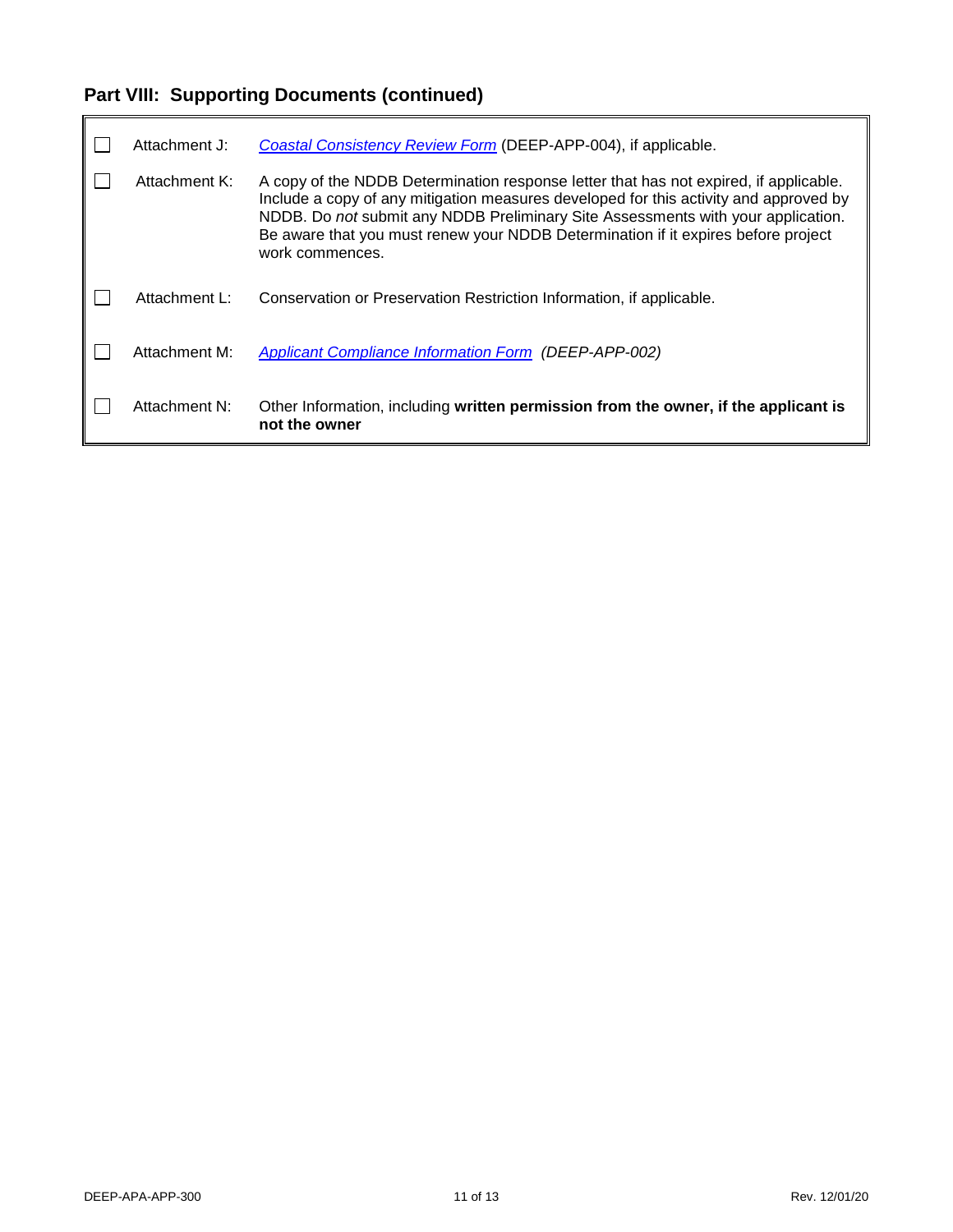## Part VIII: Supporting Documents (continued)

| | | |
|---|---|---|
| ☐ | Attachment J: | Coastal Consistency Review Form (DEEP-APP-004), if applicable. |
| ☐ | Attachment K: | A copy of the NDDB Determination response letter that has not expired, if applicable. Include a copy of any mitigation measures developed for this activity and approved by NDDB. Do *not* submit any NDDB Preliminary Site Assessments with your application. Be aware that you must renew your NDDB Determination if it expires before project work commences. |
| ☐ | Attachment L: | Conservation or Preservation Restriction Information, if applicable. |
| ☐ | Attachment M: | Applicant Compliance Information Form *(DEEP-APP-002)* |
| ☐ | Attachment N: | Other Information, including **written permission from the owner, if the applicant is not the owner** |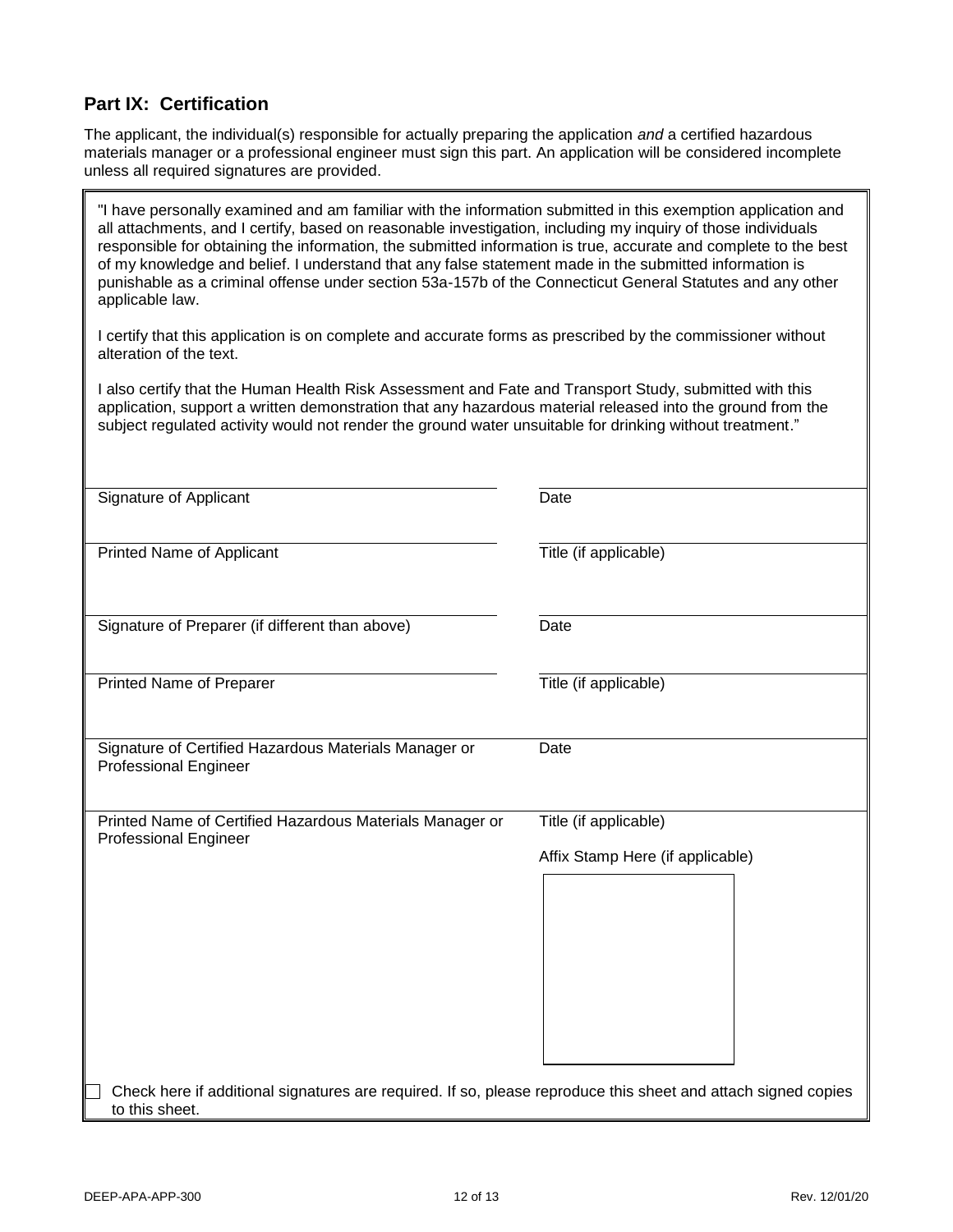## Part IX: Certification

The applicant, the individual(s) responsible for actually preparing the application *and* a certified hazardous materials manager or a professional engineer must sign this part. An application will be considered incomplete unless all required signatures are provided.

"I have personally examined and am familiar with the information submitted in this exemption application and all attachments, and I certify, based on reasonable investigation, including my inquiry of those individuals responsible for obtaining the information, the submitted information is true, accurate and complete to the best of my knowledge and belief. I understand that any false statement made in the submitted information is punishable as a criminal offense under section 53a-157b of the Connecticut General Statutes and any other applicable law.

I certify that this application is on complete and accurate forms as prescribed by the commissioner without alteration of the text.

I also certify that the Human Health Risk Assessment and Fate and Transport Study, submitted with this application, support a written demonstration that any hazardous material released into the ground from the subject regulated activity would not render the ground water unsuitable for drinking without treatment."

| | |
|---|---|
| Signature of Applicant | Date |
| Printed Name of Applicant | Title (if applicable) |
| Signature of Preparer (if different than above) | Date |
| Printed Name of Preparer | Title (if applicable) |
| Signature of Certified Hazardous Materials Manager or Professional Engineer | Date |
| Printed Name of Certified Hazardous Materials Manager or Professional Engineer | Title (if applicable) |
| | Affix Stamp Here (if applicable) |

☐ Check here if additional signatures are required. If so, please reproduce this sheet and attach signed copies to this sheet.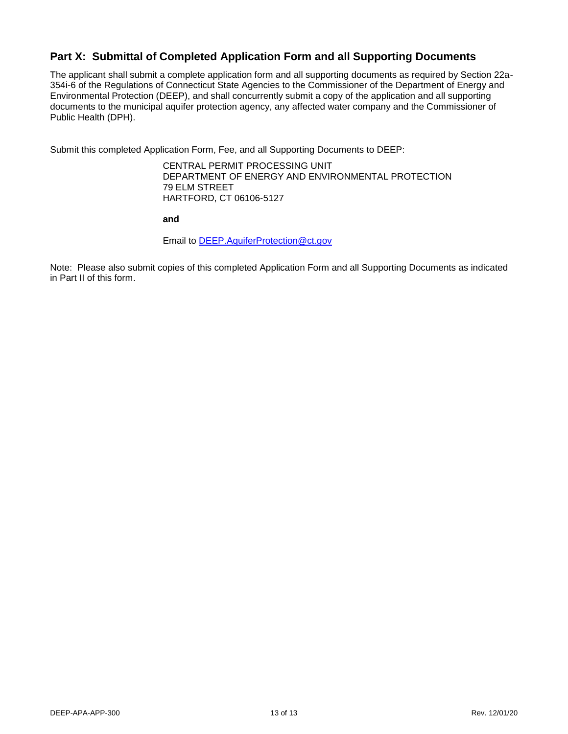## Part X: Submittal of Completed Application Form and all Supporting Documents

The applicant shall submit a complete application form and all supporting documents as required by Section 22a-354i-6 of the Regulations of Connecticut State Agencies to the Commissioner of the Department of Energy and Environmental Protection (DEEP), and shall concurrently submit a copy of the application and all supporting documents to the municipal aquifer protection agency, any affected water company and the Commissioner of Public Health (DPH).

Submit this completed Application Form, Fee, and all Supporting Documents to DEEP:

CENTRAL PERMIT PROCESSING UNIT  
DEPARTMENT OF ENERGY AND ENVIRONMENTAL PROTECTION  
79 ELM STREET  
HARTFORD, CT 06106-5127

**and**

Email to DEEP.AquiferProtection@ct.gov

Note: Please also submit copies of this completed Application Form and all Supporting Documents as indicated in Part II of this form.